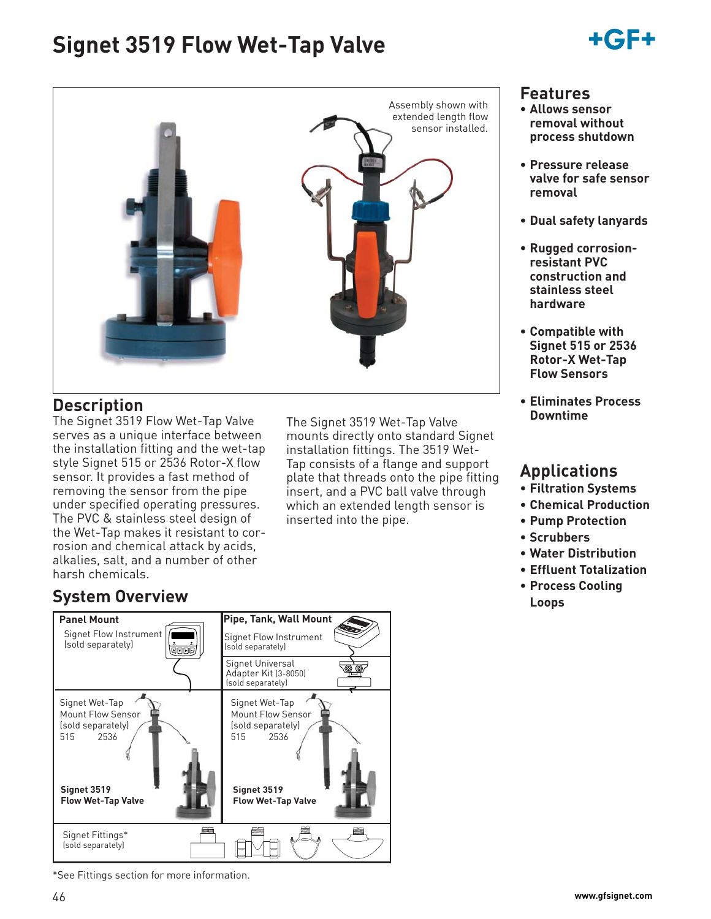# Signet 3519 Flow Wet-Tap Valve

Assembly shown with extended length flow sensor installed.

## Description

The Signet 3519 Flow Wet-Tap Valve serves as a unique interface between the installation fitting and the wet-tap style Signet 515 or 2536 Rotor-X flow sensor. It provides a fast method of removing the sensor from the pipe under specified operating pressures. The PVC & stainless steel design of the Wet-Tap makes it resistant to corrosion and chemical attack by acids, alkalies, salt, and a number of other harsh chemicals.

The Signet 3519 Wet-Tap Valve mounts directly onto standard Signet installation fittings. The 3519 Wet-Tap consists of a flange and support plate that threads onto the pipe fitting insert, and a PVC ball valve through which an extended length sensor is inserted into the pipe.

## System Overview

| Panel Mount | Pipe, Tank, Wall Mount |
|---|---|
| Signet Flow Instrument (sold separately) | Signet Flow Instrument (sold separately) |
| | Signet Universal Adapter Kit (3-8050) (sold separately) |
| Signet Wet-Tap Mount Flow Sensor (sold separately) 515 2536 | Signet Wet-Tap Mount Flow Sensor (sold separately) 515 2536 |
| **Signet 3519 Flow Wet-Tap Valve** | **Signet 3519 Flow Wet-Tap Valve** |
| Signet Fittings* (sold separately) | |

*See Fittings section for more information.

## Features

- **Allows sensor removal without process shutdown**
- **Pressure release valve for safe sensor removal**
- **Dual safety lanyards**
- **Rugged corrosion-resistant PVC construction and stainless steel hardware**
- **Compatible with Signet 515 or 2536 Rotor-X Wet-Tap Flow Sensors**
- **Eliminates Process Downtime**

## Applications

- **Filtration Systems**
- **Chemical Production**
- **Pump Protection**
- **Scrubbers**
- **Water Distribution**
- **Effluent Totalization**
- **Process Cooling Loops**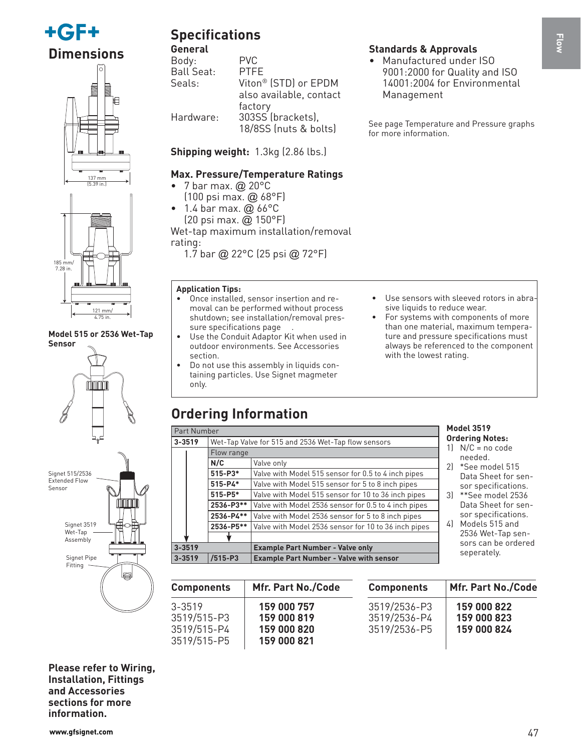## Dimensions

137 mm
(5.39 in.)

185 mm/
7.28 in.

121 mm/
4.75 in.

**Model 515 or 2536 Wet-Tap Sensor**

Signet 515/2536 Extended Flow Sensor

Signet 3519 Wet-Tap Assembly

Signet Pipe Fitting

**Please refer to Wiring, Installation, Fittings and Accessories sections for more information.**

## Specifications

### General

| | |
|---|---|
| Body: | PVC |
| Ball Seat: | PTFE |
| Seals: | Viton® (STD) or EPDM also available, contact factory |
| Hardware: | 303SS (brackets), 18/8SS (nuts & bolts) |

**Shipping weight:** 1.3kg (2.86 lbs.)

### Max. Pressure/Temperature Ratings

- 7 bar max. @ 20°C (100 psi max. @ 68°F)
- 1.4 bar max. @ 66°C (20 psi max. @ 150°F)

Wet-tap maximum installation/removal rating:
1.7 bar @ 22°C (25 psi @ 72°F)

### Standards & Approvals

- Manufactured under ISO 9001:2000 for Quality and ISO 14001:2004 for Environmental Management

See page Temperature and Pressure graphs for more information.

**Application Tips:**

- Once installed, sensor insertion and removal can be performed without process shutdown; see installation/removal pressure specifications page .
- Use the Conduit Adaptor Kit when used in outdoor environments. See Accessories section.
- Do not use this assembly in liquids containing particles. Use Signet magmeter only.
- Use sensors with sleeved rotors in abrasive liquids to reduce wear.
- For systems with components of more than one material, maximum temperature and pressure specifications must always be referenced to the component with the lowest rating.

## Ordering Information

| Part Number | | |
|---|---|---|
| **3-3519** | Wet-Tap Valve for 515 and 2536 Wet-Tap flow sensors | |
| | Flow range | |
| | **N/C** | Valve only |
| | **515-P3*** | Valve with Model 515 sensor for 0.5 to 4 inch pipes |
| | **515-P4*** | Valve with Model 515 sensor for 5 to 8 inch pipes |
| | **515-P5*** | Valve with Model 515 sensor for 10 to 36 inch pipes |
| | **2536-P3**** | Valve with Model 2536 sensor for 0.5 to 4 inch pipes |
| | **2536-P4**** | Valve with Model 2536 sensor for 5 to 8 inch pipes |
| | **2536-P5**** | Valve with Model 2536 sensor for 10 to 36 inch pipes |
| **3-3519** | | **Example Part Number - Valve only** |
| **3-3519** | **/515-P3** | **Example Part Number - Valve with sensor** |

**Model 3519 Ordering Notes:**

1) N/C = no code needed.
2) *See model 515 Data Sheet for sensor specifications.
3) **See model 2536 Data Sheet for sensor specifications.
4) Models 515 and 2536 Wet-Tap sensors can be ordered seperately.

| Components | Mfr. Part No./Code |
|---|---|
| 3-3519 | **159 000 757** |
| 3519/515-P3 | **159 000 819** |
| 3519/515-P4 | **159 000 820** |
| 3519/515-P5 | **159 000 821** |
| 3519/2536-P3 | **159 000 822** |
| 3519/2536-P4 | **159 000 823** |
| 3519/2536-P5 | **159 000 824** |

www.gfsignet.com